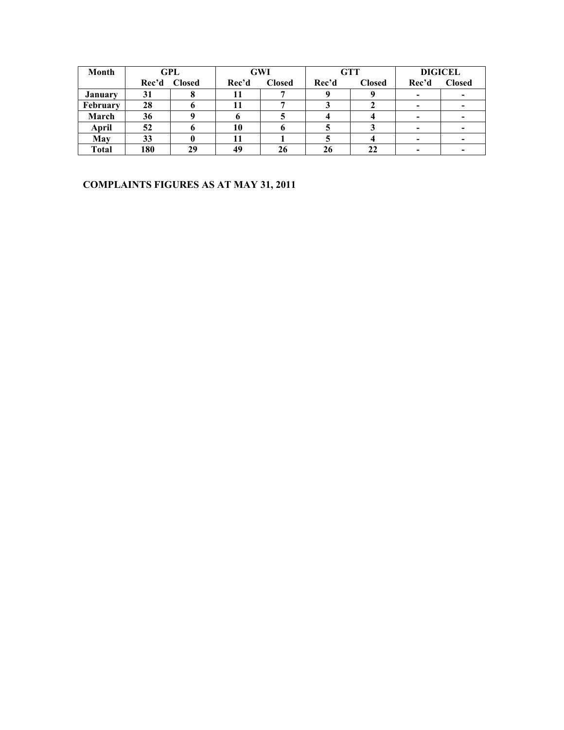| Month | GPL | | GWI | | GTT | | DIGICEL | |
|---|---|---|---|---|---|---|---|---|
| | Rec'd | Closed | Rec'd | Closed | Rec'd | Closed | Rec'd | Closed |
| January | 31 | 8 | 11 | 7 | 9 | 9 | - | - |
| February | 28 | 6 | 11 | 7 | 3 | 2 | - | - |
| March | 36 | 9 | 6 | 5 | 4 | 4 | - | - |
| April | 52 | 6 | 10 | 6 | 5 | 3 | - | - |
| May | 33 | 0 | 11 | 1 | 5 | 4 | - | - |
| Total | 180 | 29 | 49 | 26 | 26 | 22 | - | - |

**COMPLAINTS FIGURES AS AT MAY 31, 2011**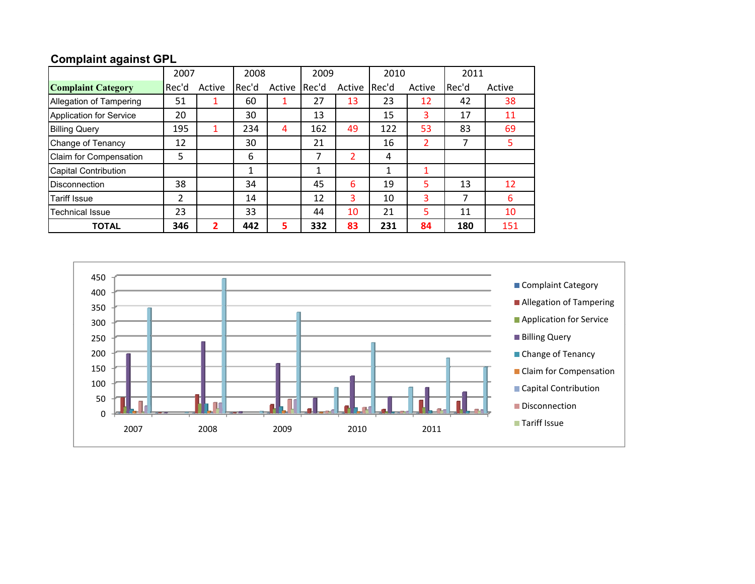**Complaint against GPL**

| Complaint Category | 2007 | | 2008 | | 2009 | | 2010 | | 2011 | |
|---|---|---|---|---|---|---|---|---|---|---|
| | Rec'd | Active | Rec'd | Active | Rec'd | Active | Rec'd | Active | Rec'd | Active |
| Allegation of Tampering | 51 | 1 | 60 | 1 | 27 | 13 | 23 | 12 | 42 | 38 |
| Application for Service | 20 | | 30 | | 13 | | 15 | 3 | 17 | 11 |
| Billing Query | 195 | 1 | 234 | 4 | 162 | 49 | 122 | 53 | 83 | 69 |
| Change of Tenancy | 12 | | 30 | | 21 | | 16 | 2 | 7 | 5 |
| Claim for Compensation | 5 | | 6 | | 7 | 2 | 4 | | | |
| Capital Contribution | | | 1 | | 1 | | 1 | 1 | | |
| Disconnection | 38 | | 34 | | 45 | 6 | 19 | 5 | 13 | 12 |
| Tariff Issue | 2 | | 14 | | 12 | 3 | 10 | 3 | 7 | 6 |
| Technical Issue | 23 | | 33 | | 44 | 10 | 21 | 5 | 11 | 10 |
| **TOTAL** | **346** | **2** | **442** | **5** | **332** | **83** | **231** | **84** | **180** | 151 |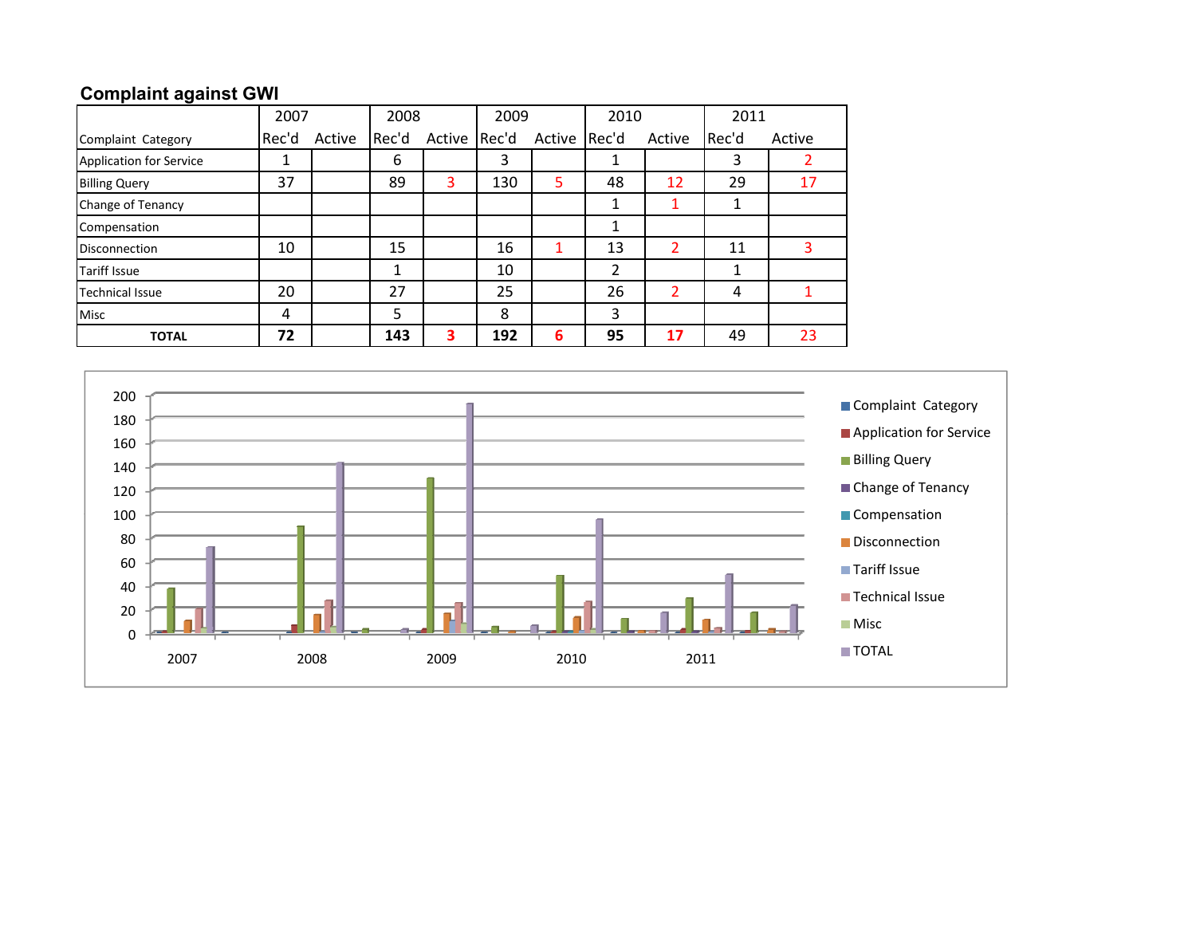## Complaint against GWI

| Complaint Category | 2007 | | 2008 | | 2009 | | 2010 | | 2011 | |
|---|---|---|---|---|---|---|---|---|---|---|
| | Rec'd | Active | Rec'd | Active | Rec'd | Active | Rec'd | Active | Rec'd | Active |
| Application for Service | 1 | | 6 | | 3 | | 1 | | 3 | 2 |
| Billing Query | 37 | | 89 | 3 | 130 | 5 | 48 | 12 | 29 | 17 |
| Change of Tenancy | | | | | | | 1 | 1 | 1 | |
| Compensation | | | | | | | 1 | | | |
| Disconnection | 10 | | 15 | | 16 | 1 | 13 | 2 | 11 | 3 |
| Tariff Issue | | | 1 | | 10 | | 2 | | 1 | |
| Technical Issue | 20 | | 27 | | 25 | | 26 | 2 | 4 | 1 |
| Misc | 4 | | 5 | | 8 | | 3 | | | |
| **TOTAL** | **72** | | **143** | **3** | **192** | **6** | **95** | **17** | 49 | 23 |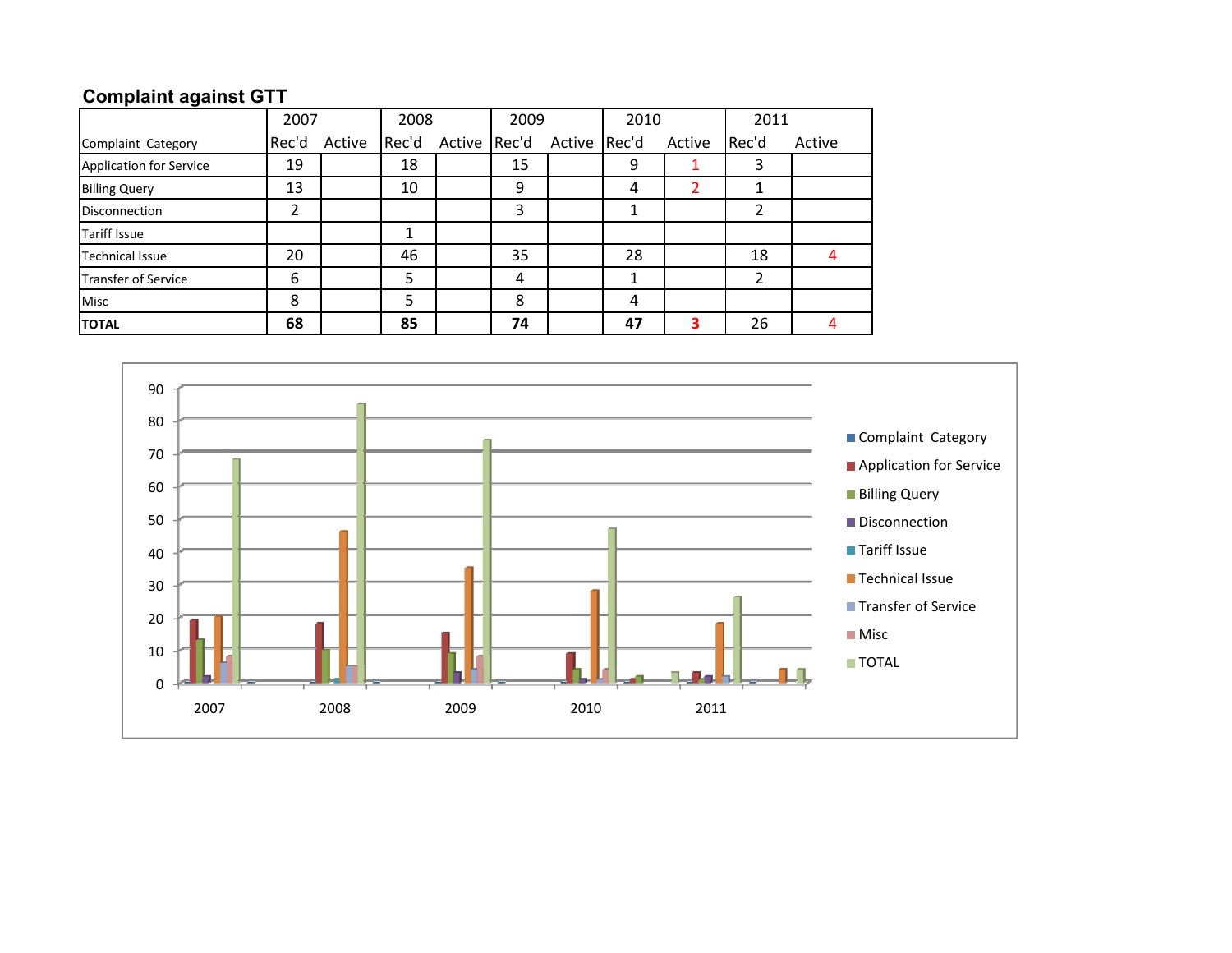## Complaint against GTT

| Complaint Category | 2007 | | 2008 | | 2009 | | 2010 | | 2011 | |
|---|---|---|---|---|---|---|---|---|---|---|
| | Rec'd | Active | Rec'd | Active | Rec'd | Active | Rec'd | Active | Rec'd | Active |
| Application for Service | 19 | | 18 | | 15 | | 9 | 1 | 3 | |
| Billing Query | 13 | | 10 | | 9 | | 4 | 2 | 1 | |
| Disconnection | 2 | | | | 3 | | 1 | | 2 | |
| Tariff Issue | | | 1 | | | | | | | |
| Technical Issue | 20 | | 46 | | 35 | | 28 | | 18 | 4 |
| Transfer of Service | 6 | | 5 | | 4 | | 1 | | 2 | |
| Misc | 8 | | 5 | | 8 | | 4 | | | |
| **TOTAL** | **68** | | **85** | | **74** | | **47** | **3** | 26 | 4 |

Chart legend: Complaint Category, Application for Service, Billing Query, Disconnection, Tariff Issue, Technical Issue, Transfer of Service, Misc, TOTAL

Y-axis: 0, 10, 20, 30, 40, 50, 60, 70, 80, 90

X-axis: 2007, 2008, 2009, 2010, 2011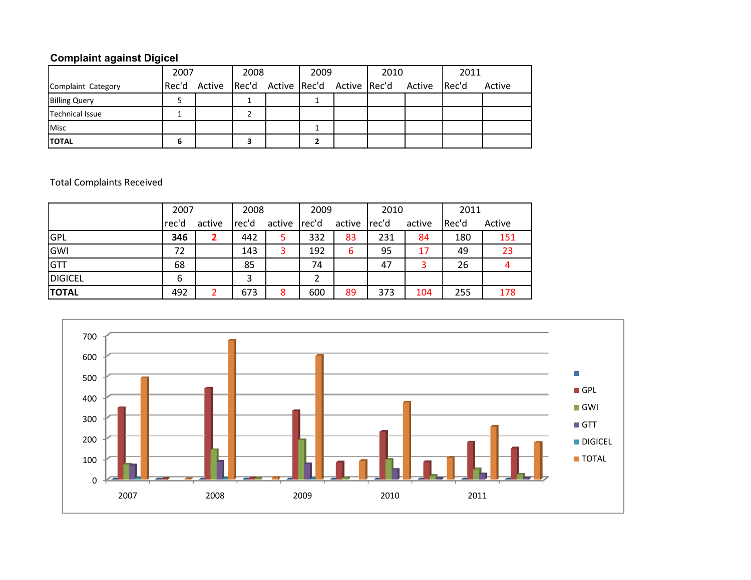**Complaint against Digicel**

| Complaint Category | 2007 Rec'd | 2007 Active | 2008 Rec'd | 2008 Active | 2009 Rec'd | 2009 Active | 2010 Rec'd | 2010 Active | 2011 Rec'd | 2011 Active |
|---|---|---|---|---|---|---|---|---|---|---|
| Billing Query | 5 | | 1 | | 1 | | | | | |
| Technical Issue | 1 | | 2 | | | | | | | |
| Misc | | | | | 1 | | | | | |
| **TOTAL** | **6** | | **3** | | **2** | | | | | |

Total Complaints Received

| | 2007 rec'd | 2007 active | 2008 rec'd | 2008 active | 2009 rec'd | 2009 active | 2010 rec'd | 2010 active | 2011 Rec'd | 2011 Active |
|---|---|---|---|---|---|---|---|---|---|---|
| GPL | **346** | **2** | 442 | 5 | 332 | 83 | 231 | 84 | 180 | 151 |
| GWI | 72 | | 143 | 3 | 192 | 6 | 95 | 17 | 49 | 23 |
| GTT | 68 | | 85 | | 74 | | 47 | 3 | 26 | 4 |
| DIGICEL | 6 | | 3 | | 2 | | | | | |
| **TOTAL** | 492 | 2 | 673 | 8 | 600 | 89 | 373 | 104 | 255 | 178 |

700
600
500
400
300
200
100
0

2007
2008
2009
2010
2011

GPL
GWI
GTT
DIGICEL
TOTAL